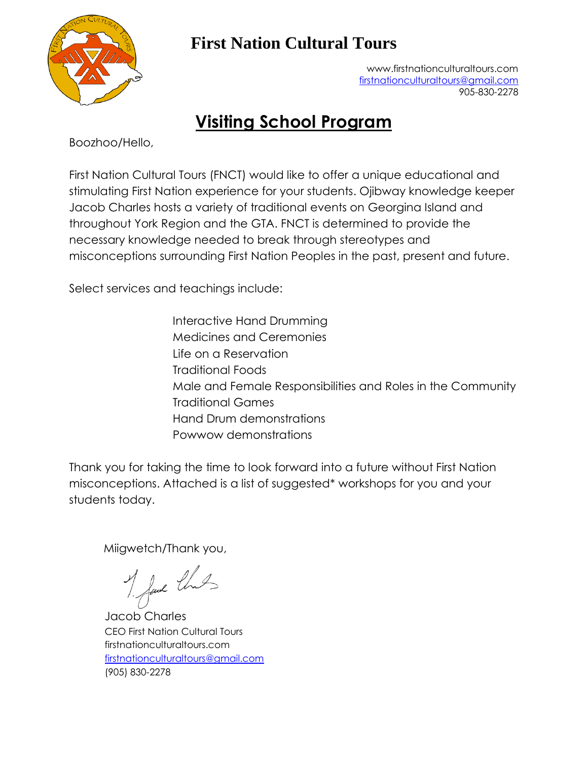# First Nation Cultural Tours

www.firstnationculturaltours.com
firstnationculturaltours@gmail.com
905-830-2278

## Visiting School Program

Boozhoo/Hello,

First Nation Cultural Tours (FNCT) would like to offer a unique educational and stimulating First Nation experience for your students. Ojibway knowledge keeper Jacob Charles hosts a variety of traditional events on Georgina Island and throughout York Region and the GTA. FNCT is determined to provide the necessary knowledge needed to break through stereotypes and misconceptions surrounding First Nation Peoples in the past, present and future.

Select services and teachings include:

- Interactive Hand Drumming
- Medicines and Ceremonies
- Life on a Reservation
- Traditional Foods
- Male and Female Responsibilities and Roles in the Community
- Traditional Games
- Hand Drum demonstrations
- Powwow demonstrations

Thank you for taking the time to look forward into a future without First Nation misconceptions. Attached is a list of suggested* workshops for you and your students today.

Miigwetch/Thank you,

Jacob Charles
CEO First Nation Cultural Tours
firstnationculturaltours.com
firstnationculturaltours@gmail.com
(905) 830-2278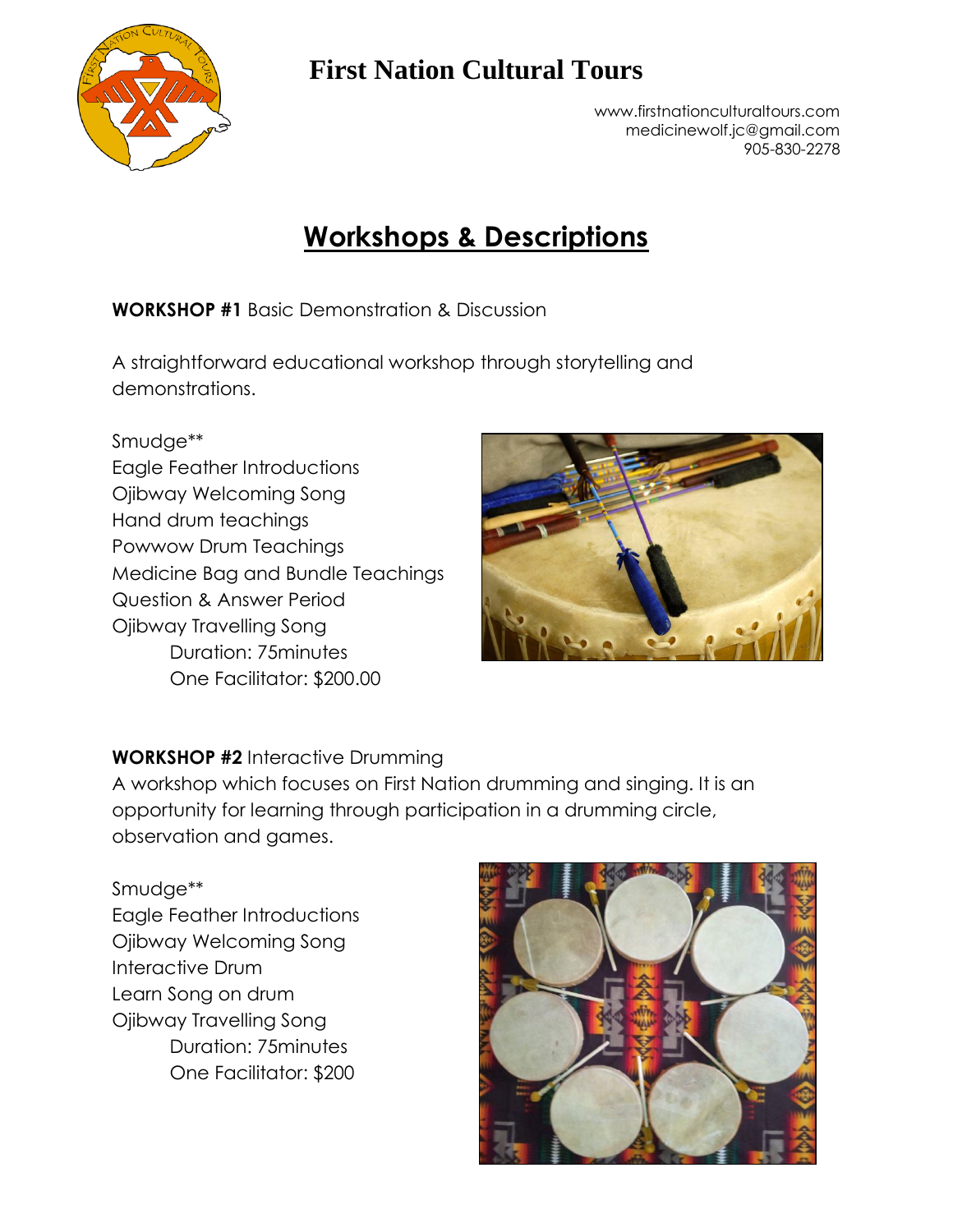# First Nation Cultural Tours

www.firstnationculturaltours.com
medicinewolf.jc@gmail.com
905-830-2278

## Workshops & Descriptions

**WORKSHOP #1** Basic Demonstration & Discussion

A straightforward educational workshop through storytelling and demonstrations.

Smudge**
Eagle Feather Introductions
Ojibway Welcoming Song
Hand drum teachings
Powwow Drum Teachings
Medicine Bag and Bundle Teachings
Question & Answer Period
Ojibway Travelling Song

Duration: 75minutes
One Facilitator: $200.00

**WORKSHOP #2** Interactive Drumming

A workshop which focuses on First Nation drumming and singing. It is an opportunity for learning through participation in a drumming circle, observation and games.

Smudge**
Eagle Feather Introductions
Ojibway Welcoming Song
Interactive Drum
Learn Song on drum
Ojibway Travelling Song

Duration: 75minutes
One Facilitator: $200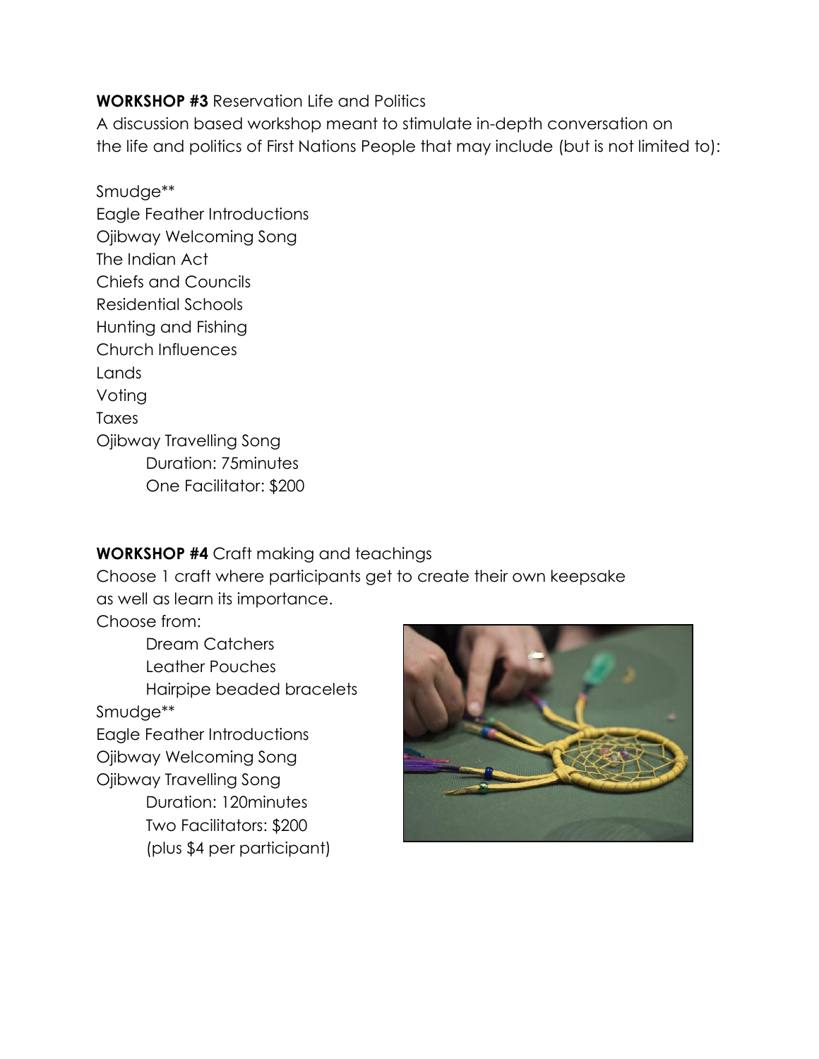**WORKSHOP #3** Reservation Life and Politics

A discussion based workshop meant to stimulate in-depth conversation on the life and politics of First Nations People that may include (but is not limited to):

Smudge**
Eagle Feather Introductions
Ojibway Welcoming Song
The Indian Act
Chiefs and Councils
Residential Schools
Hunting and Fishing
Church Influences
Lands
Voting
Taxes
Ojibway Travelling Song

Duration: 75minutes
One Facilitator: $200

**WORKSHOP #4** Craft making and teachings

Choose 1 craft where participants get to create their own keepsake as well as learn its importance.

Choose from:

Dream Catchers
Leather Pouches
Hairpipe beaded bracelets

Smudge**
Eagle Feather Introductions
Ojibway Welcoming Song
Ojibway Travelling Song

Duration: 120minutes
Two Facilitators: $200
(plus $4 per participant)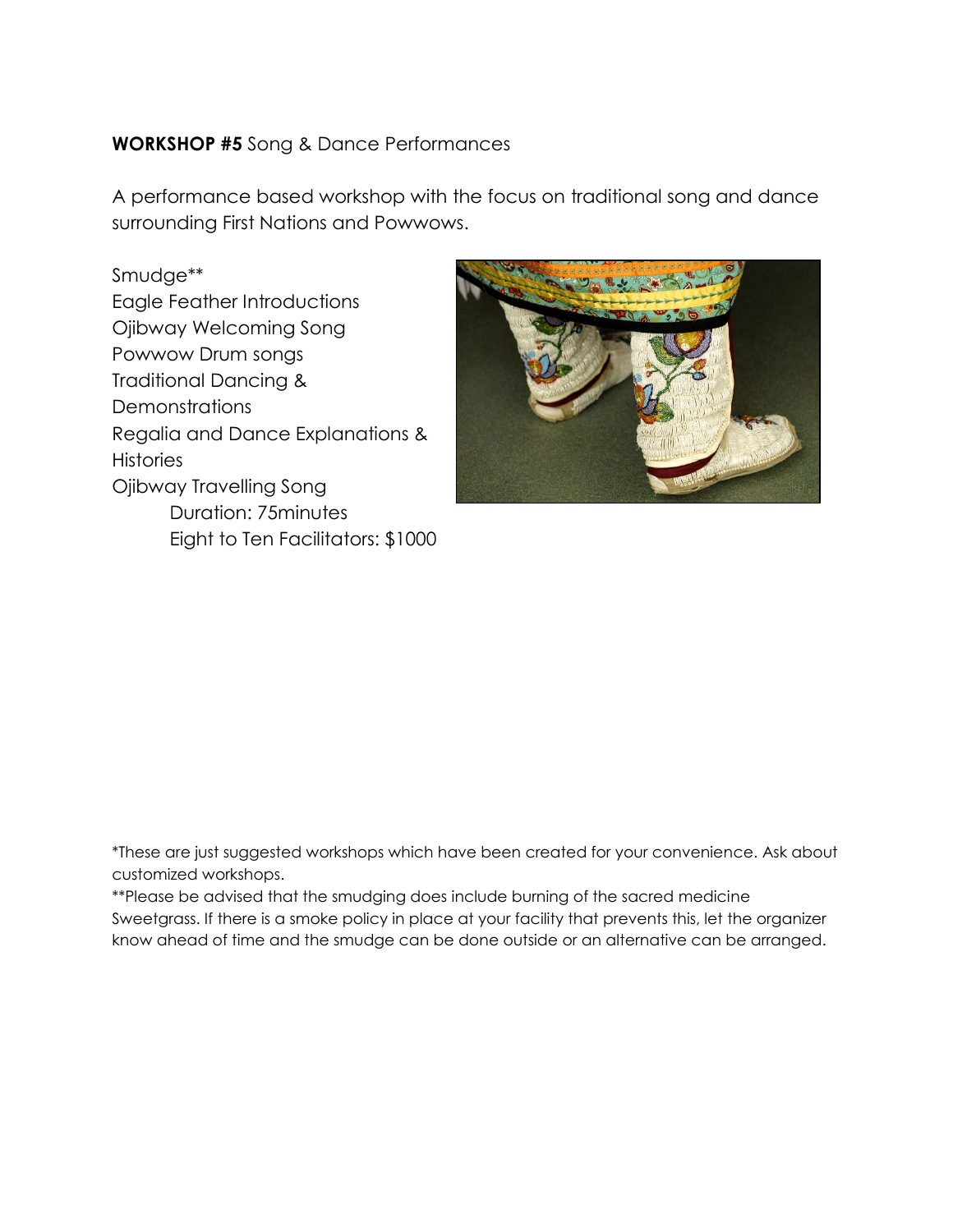**WORKSHOP #5** Song & Dance Performances

A performance based workshop with the focus on traditional song and dance surrounding First Nations and Powwows.

Smudge**
Eagle Feather Introductions
Ojibway Welcoming Song
Powwow Drum songs
Traditional Dancing & Demonstrations
Regalia and Dance Explanations & Histories
Ojibway Travelling Song
Duration: 75minutes
Eight to Ten Facilitators: $1000

*These are just suggested workshops which have been created for your convenience. Ask about customized workshops.
**Please be advised that the smudging does include burning of the sacred medicine Sweetgrass. If there is a smoke policy in place at your facility that prevents this, let the organizer know ahead of time and the smudge can be done outside or an alternative can be arranged.